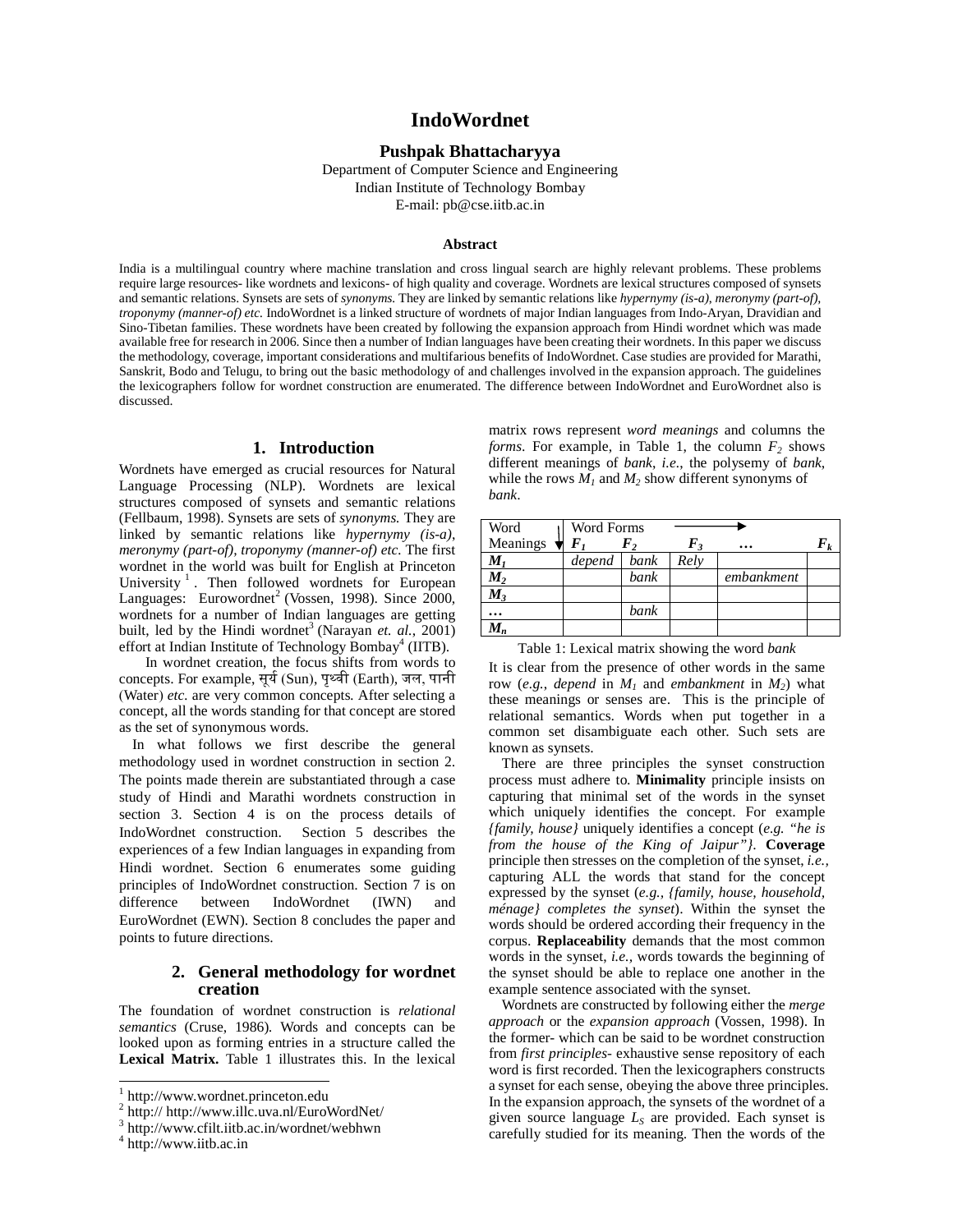# IndoWordnet

**Pushpak Bhattacharyya**

Department of Computer Science and Engineering
Indian Institute of Technology Bombay
E-mail: pb@cse.iitb.ac.in

### Abstract

India is a multilingual country where machine translation and cross lingual search are highly relevant problems. These problems require large resources- like wordnets and lexicons- of high quality and coverage. Wordnets are lexical structures composed of synsets and semantic relations. Synsets are sets of *synonyms.* They are linked by semantic relations like *hypernymy (is-a), meronymy (part-of), troponymy (manner-of) etc.* IndoWordnet is a linked structure of wordnets of major Indian languages from Indo-Aryan, Dravidian and Sino-Tibetan families. These wordnets have been created by following the expansion approach from Hindi wordnet which was made available free for research in 2006. Since then a number of Indian languages have been creating their wordnets. In this paper we discuss the methodology, coverage, important considerations and multifarious benefits of IndoWordnet. Case studies are provided for Marathi, Sanskrit, Bodo and Telugu, to bring out the basic methodology of and challenges involved in the expansion approach. The guidelines the lexicographers follow for wordnet construction are enumerated. The difference between IndoWordnet and EuroWordnet also is discussed.

## 1. Introduction

Wordnets have emerged as crucial resources for Natural Language Processing (NLP). Wordnets are lexical structures composed of synsets and semantic relations (Fellbaum, 1998). Synsets are sets of *synonyms.* They are linked by semantic relations like *hypernymy (is-a), meronymy (part-of), troponymy (manner-of) etc.* The first wordnet in the world was built for English at Princeton University[1]. Then followed wordnets for European Languages: Eurowordnet[2] (Vossen, 1998). Since 2000, wordnets for a number of Indian languages are getting built, led by the Hindi wordnet[3] (Narayan *et. al.*, 2001) effort at Indian Institute of Technology Bombay[4] (IITB).

In wordnet creation, the focus shifts from words to concepts. For example, सूर्य (Sun), पृथ्वी (Earth), जल, पानी (Water) *etc.* are very common concepts. After selecting a concept, all the words standing for that concept are stored as the set of synonymous words.

In what follows we first describe the general methodology used in wordnet construction in section 2. The points made therein are substantiated through a case study of Hindi and Marathi wordnets construction in section 3. Section 4 is on the process details of IndoWordnet construction. Section 5 describes the experiences of a few Indian languages in expanding from Hindi wordnet. Section 6 enumerates some guiding principles of IndoWordnet construction. Section 7 is on difference between IndoWordnet (IWN) and EuroWordnet (EWN). Section 8 concludes the paper and points to future directions.

## 2. General methodology for wordnet creation

The foundation of wordnet construction is *relational semantics* (Cruse, 1986)*.* Words and concepts can be looked upon as forming entries in a structure called the **Lexical Matrix.** Table 1 illustrates this. In the lexical matrix rows represent *word meanings* and columns the *forms*. For example, in Table 1, the column $F_2$ shows different meanings of *bank*, *i.e.*, the polysemy of *bank*, while the rows $M_1$ and $M_2$ show different synonyms of *bank*.

| Word Meanings ↓ | Word Forms → $F_1$ | $F_2$ | $F_3$ | … | $F_k$ |
|---|---|---|---|---|---|
| $M_1$ | *depend* | *bank* | *Rely* | | |
| $M_2$ | | *bank* | | *embankment* | |
| $M_3$ | | | | | |
| … | | *bank* | | | |
| $M_n$ | | | | | |

Table 1: Lexical matrix showing the word *bank*

It is clear from the presence of other words in the same row (*e.g.*, *depend* in $M_1$ and *embankment* in $M_2$) what these meanings or senses are. This is the principle of relational semantics. Words when put together in a common set disambiguate each other. Such sets are known as synsets.

There are three principles the synset construction process must adhere to. **Minimality** principle insists on capturing that minimal set of the words in the synset which uniquely identifies the concept. For example *{family, house}* uniquely identifies a concept (*e.g. "he is from the house of the King of Jaipur"}.* **Coverage** principle then stresses on the completion of the synset, *i.e.,* capturing ALL the words that stand for the concept expressed by the synset (*e.g., {family, house, household, ménage} completes the synset*). Within the synset the words should be ordered according their frequency in the corpus. **Replaceability** demands that the most common words in the synset, *i.e.,* words towards the beginning of the synset should be able to replace one another in the example sentence associated with the synset.

Wordnets are constructed by following either the *merge approach* or the *expansion approach* (Vossen, 1998). In the former- which can be said to be wordnet construction from *first principles*- exhaustive sense repository of each word is first recorded. Then the lexicographers constructs a synset for each sense, obeying the above three principles. In the expansion approach, the synsets of the wordnet of a given source language $L_S$ are provided. Each synset is carefully studied for its meaning. Then the words of the

---

[1] http://www.wordnet.princeton.edu
[2] http:// http://www.illc.uva.nl/EuroWordNet/
[3] http://www.cfilt.iitb.ac.in/wordnet/webhwn
[4] http://www.iitb.ac.in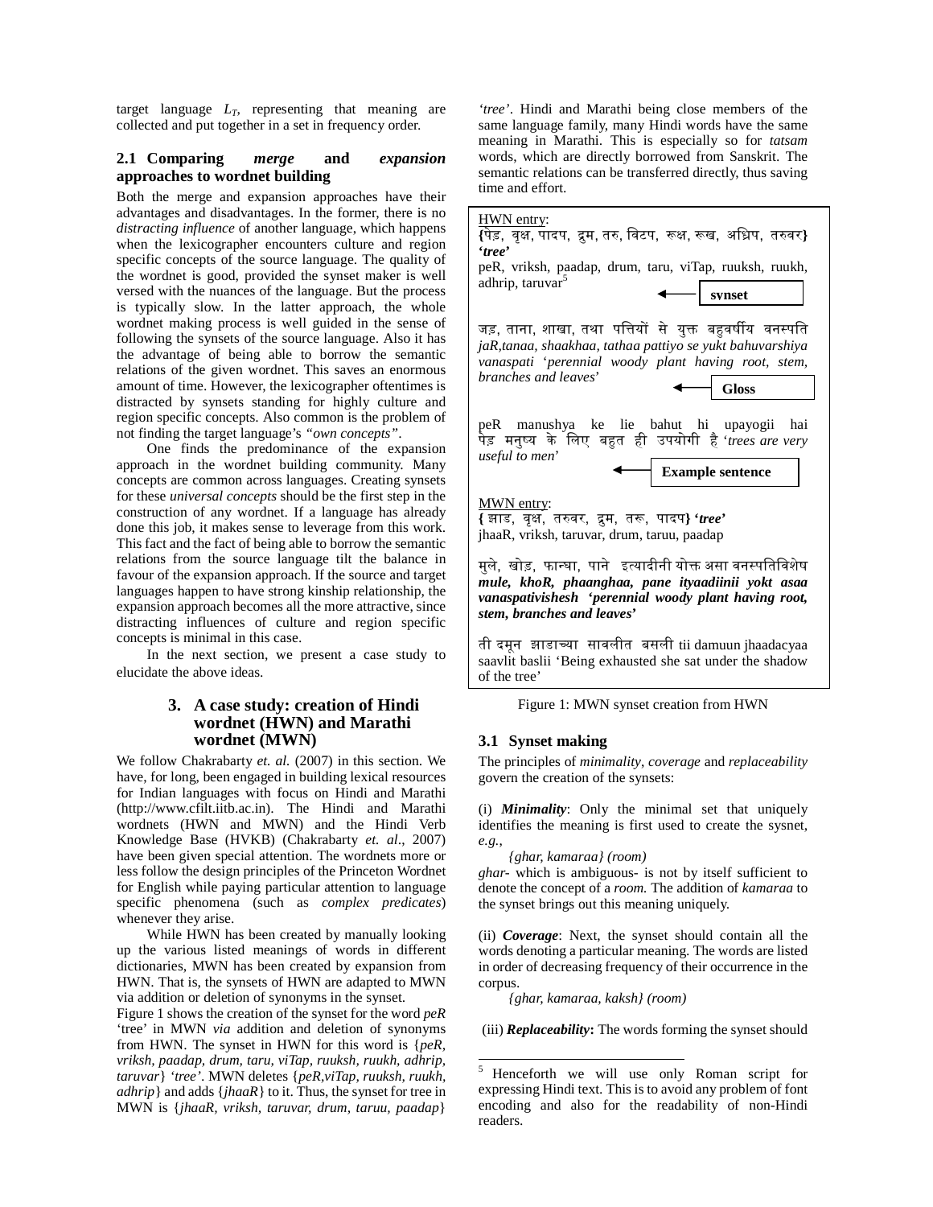target language $L_T$, representing that meaning are collected and put together in a set in frequency order.

### 2.1 Comparing *merge* and *expansion* approaches to wordnet building

Both the merge and expansion approaches have their advantages and disadvantages. In the former, there is no *distracting influence* of another language, which happens when the lexicographer encounters culture and region specific concepts of the source language. The quality of the wordnet is good, provided the synset maker is well versed with the nuances of the language. But the process is typically slow. In the latter approach, the whole wordnet making process is well guided in the sense of following the synsets of the source language. Also it has the advantage of being able to borrow the semantic relations of the given wordnet. This saves an enormous amount of time. However, the lexicographer oftentimes is distracted by synsets standing for highly culture and region specific concepts. Also common is the problem of not finding the target language's *"own concepts"*.

One finds the predominance of the expansion approach in the wordnet building community. Many concepts are common across languages. Creating synsets for these *universal concepts* should be the first step in the construction of any wordnet. If a language has already done this job, it makes sense to leverage from this work. This fact and the fact of being able to borrow the semantic relations from the source language tilt the balance in favour of the expansion approach. If the source and target languages happen to have strong kinship relationship, the expansion approach becomes all the more attractive, since distracting influences of culture and region specific concepts is minimal in this case.

In the next section, we present a case study to elucidate the above ideas.

## 3. A case study: creation of Hindi wordnet (HWN) and Marathi wordnet (MWN)

We follow Chakrabarty *et. al.* (2007) in this section. We have, for long, been engaged in building lexical resources for Indian languages with focus on Hindi and Marathi (http://www.cfilt.iitb.ac.in). The Hindi and Marathi wordnets (HWN and MWN) and the Hindi Verb Knowledge Base (HVKB) (Chakrabarty *et. al*., 2007) have been given special attention. The wordnets more or less follow the design principles of the Princeton Wordnet for English while paying particular attention to language specific phenomena (such as *complex predicates*) whenever they arise.

While HWN has been created by manually looking up the various listed meanings of words in different dictionaries, MWN has been created by expansion from HWN. That is, the synsets of HWN are adapted to MWN via addition or deletion of synonyms in the synset.

Figure 1 shows the creation of the synset for the word *peR* 'tree' in MWN *via* addition and deletion of synonyms from HWN. The synset in HWN for this word is {*peR, vriksh, paadap, drum, taru, viTap, ruuksh, ruukh, adhrip, taruvar*} *'tree'*. MWN deletes {*peR,viTap, ruuksh, ruukh, adhrip*} and adds {*jhaaR*} to it. Thus, the synset for tree in MWN is {*jhaaR, vriksh, taruvar, drum, taruu, paadap*} *'tree'*. Hindi and Marathi being close members of the same language family, many Hindi words have the same meaning in Marathi. This is especially so for *tatsam* words, which are directly borrowed from Sanskrit. The semantic relations can be transferred directly, thus saving time and effort.

HWN entry:
**{**पेड़, वृक्ष, पादप, द्रुम, तरु, विटप, रूक्ष, रूख, अध्रिप, तरुवर**}** ***'tree'***
peR, vriksh, paadap, drum, taru, viTap, ruuksh, ruukh, adhrip, taruvar[5] ← **synset**

जड़, ताना, शाखा, तथा पत्तियों से युक्त बहुवर्षीय वनस्पति *jaR,tanaa, shaakhaa, tathaa pattiyo se yukt bahuvarshiya vanaspati 'perennial woody plant having root, stem, branches and leaves'* ← **Gloss**

peR manushya ke lie bahut hi upayogii hai पेड़ मनुष्य के लिए बहुत ही उपयोगी है *'trees are very useful to men'* ← **Example sentence**

MWN entry:
**{** झाड, वृक्ष, तरुवर, द्रुम, तरू, पादप**}** ***'tree'***
jhaaR, vriksh, taruvar, drum, taruu, paadap

मुले, खोड, फान्द्या, पाने इत्यादीनी योक्त असा वनस्पतिविशेष ***mule, khoR, phaanghaa, pane ityaadiinii yokt asaa vanaspativishesh 'perennial woody plant having root, stem, branches and leaves'***

ती दमून झाडाच्या सावलीत बसली tii damuun jhaadacyaa saavlit baslii 'Being exhausted she sat under the shadow of the tree'

Figure 1: MWN synset creation from HWN

### 3.1 Synset making

The principles of *minimality*, *coverage* and *replaceability* govern the creation of the synsets:

(i) ***Minimality***: Only the minimal set that uniquely identifies the meaning is first used to create the sysnet, *e.g.,*

*{ghar, kamaraa} (room)*

*ghar-* which is ambiguous- is not by itself sufficient to denote the concept of a *room.* The addition of *kamaraa* to the synset brings out this meaning uniquely.

(ii) ***Coverage***: Next, the synset should contain all the words denoting a particular meaning. The words are listed in order of decreasing frequency of their occurrence in the corpus.

*{ghar, kamaraa, kaksh} (room)*

(iii) ***Replaceability*:** The words forming the synset should

[5] Henceforth we will use only Roman script for expressing Hindi text. This is to avoid any problem of font encoding and also for the readability of non-Hindi readers.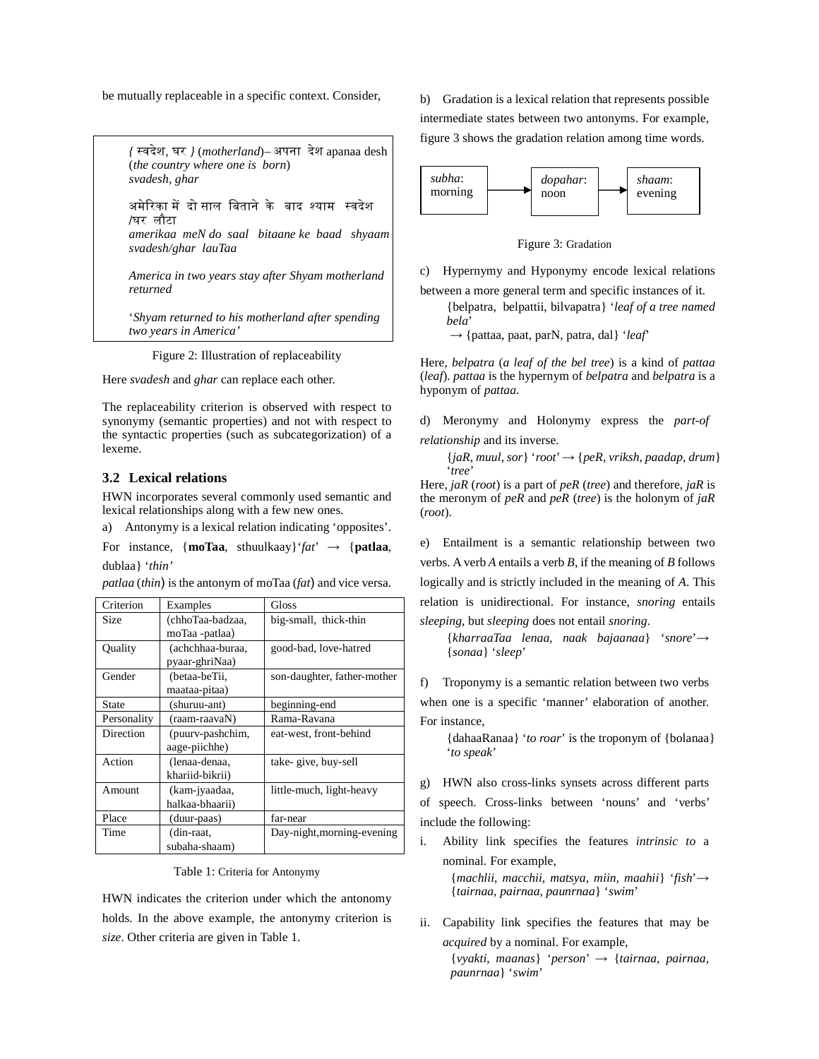be mutually replaceable in a specific context. Consider,

> *{ स्वदेश, घर }* (*motherland*)– अपना देश apanaa desh (*the country where one is born*)
> *svadesh, ghar*
>
> अमेरिका में दो साल बिताने के बाद श्याम स्वदेश /घर लौटा
> *amerikaa meN do saal bitaane ke baad shyaam svadesh/ghar lauTaa*
>
> *America in two years stay after Shyam motherland returned*
>
> '*Shyam returned to his motherland after spending two years in America'*

Figure 2: Illustration of replaceability

Here *svadesh* and *ghar* can replace each other.

The replaceability criterion is observed with respect to synonymy (semantic properties) and not with respect to the syntactic properties (such as subcategorization) of a lexeme.

### 3.2 Lexical relations

HWN incorporates several commonly used semantic and lexical relationships along with a few new ones.

a) Antonymy is a lexical relation indicating 'opposites'. For instance, {**moTaa**, sthuulkaay}'*fat*' → {**patlaa**, dublaa} '*thin'*

*patlaa* (*thin*) is the antonym of moTaa (*fat*) and vice versa.

| Criterion | Examples | Gloss |
|---|---|---|
| Size | (chhoTaa-badzaa, moTaa -patlaa) | big-small, thick-thin |
| Quality | (achchhaa-buraa, pyaar-ghriNaa) | good-bad, love-hatred |
| Gender | (betaa-beTii, maataa-pitaa) | son-daughter, father-mother |
| State | (shuruu-ant) | beginning-end |
| Personality | (raam-raavaN) | Rama-Ravana |
| Direction | (puurv-pashchim, aage-piichhe) | eat-west, front-behind |
| Action | (lenaa-denaa, khariid-bikrii) | take- give, buy-sell |
| Amount | (kam-jyaadaa, halkaa-bhaarii) | little-much, light-heavy |
| Place | (duur-paas) | far-near |
| Time | (din-raat, subaha-shaam) | Day-night,morning-evening |

Table 1: Criteria for Antonymy

HWN indicates the criterion under which the antonomy holds. In the above example, the antonymy criterion is *size*. Other criteria are given in Table 1.

b) Gradation is a lexical relation that represents possible intermediate states between two antonyms. For example, figure 3 shows the gradation relation among time words.

*subha*: morning → *dopahar*: noon → *shaam*: evening

Figure 3: Gradation

c) Hypernymy and Hyponymy encode lexical relations between a more general term and specific instances of it.

> {belpatra, belpattii, bilvapatra} '*leaf of a tree named bela*'
> → {pattaa, paat, parN, patra, dal} '*leaf*'

Here, *belpatra* (*a leaf of the bel tree*) is a kind of *pattaa* (*leaf*). *pattaa* is the hypernym of *belpatra* and *belpatra* is a hyponym of *pattaa*.

d) Meronymy and Holonymy express the *part-of relationship* and its inverse.

> {*jaR, muul, sor*} '*root*' → {*peR, vriksh, paadap, drum*} '*tree*'

Here, *jaR* (*root*) is a part of *peR* (*tree*) and therefore, *jaR* is the meronym of *peR* and *peR* (*tree*) is the holonym of *jaR* (*root*).

e) Entailment is a semantic relationship between two verbs. A verb *A* entails a verb *B*, if the meaning of *B* follows logically and is strictly included in the meaning of *A*. This relation is unidirectional. For instance, *snoring* entails *sleeping*, but *sleeping* does not entail *snoring*.

> {*kharraaTaa lenaa, naak bajaanaa*} '*snore*'→ {*sonaa*} '*sleep*'

f) Troponymy is a semantic relation between two verbs when one is a specific 'manner' elaboration of another. For instance,

> {dahaaRanaa} '*to roar*' is the troponym of {bolanaa} '*to speak*'

g) HWN also cross-links synsets across different parts of speech. Cross-links between 'nouns' and 'verbs' include the following:

i. Ability link specifies the features *intrinsic to* a nominal. For example,
   {*machlii, macchii, matsya, miin, maahii*} '*fish*'→ {*tairnaa, pairnaa, paunrnaa*} '*swim*'

ii. Capability link specifies the features that may be *acquired* by a nominal. For example,
   {*vyakti, maanas*} '*person*' → {*tairnaa, pairnaa, paunrnaa*} '*swim*'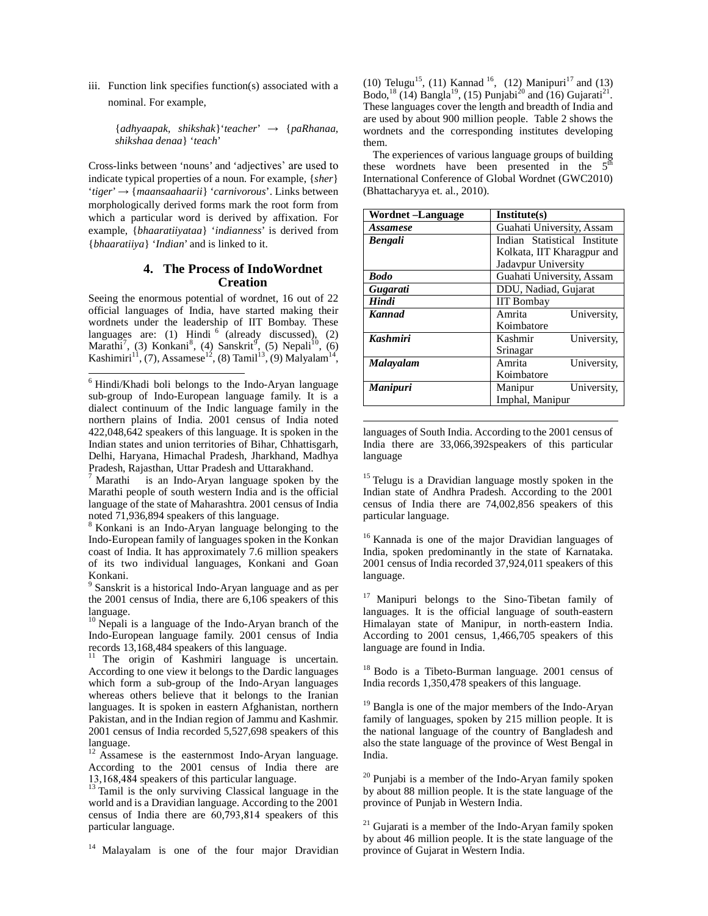iii. Function link specifies function(s) associated with a nominal. For example,

{*adhyaapak, shikshak*}‘*teacher*’ → {*paRhanaa, shikshaa denaa*} ‘*teach*’

Cross-links between ‘nouns’ and ‘adjectives’ are used to indicate typical properties of a noun. For example, {*sher*} ‘*tiger*’ → {*maansaahaarii*} ‘*carnivorous*’. Links between morphologically derived forms mark the root form from which a particular word is derived by affixation. For example, {*bhaaratiiyataa*} ‘*indianness*’ is derived from {*bhaaratiiya*} ‘*Indian*’ and is linked to it.

## 4. The Process of IndoWordnet Creation

Seeing the enormous potential of wordnet, 16 out of 22 official languages of India, have started making their wordnets under the leadership of IIT Bombay. These languages are: (1) Hindi [6] (already discussed), (2) Marathi[7], (3) Konkani[8], (4) Sanskrit[9], (5) Nepali[10], (6) Kashimiri[11], (7), Assamese[12], (8) Tamil[13], (9) Malyalam[14], (10) Telugu[15], (11) Kannad [16], (12) Manipuri[17] and (13) Bodo,[18] (14) Bangla[19], (15) Punjabi[20] and (16) Gujarati[21]. These languages cover the length and breadth of India and are used by about 900 million people. Table 2 shows the wordnets and the corresponding institutes developing them.

The experiences of various language groups of building these wordnets have been presented in the 5[th] International Conference of Global Wordnet (GWC2010) (Bhattacharyya et. al., 2010).

| Wordnet –Language | Institute(s) |
|---|---|
| ***Assamese*** | Guahati University, Assam |
| ***Bengali*** | Indian Statistical Institute Kolkata, IIT Kharagpur and Jadavpur University |
| ***Bodo*** | Guahati University, Assam |
| ***Gugarati*** | DDU, Nadiad, Gujarat |
| ***Hindi*** | IIT Bombay |
| ***Kannad*** | Amrita University, Koimbatore |
| ***Kashmiri*** | Kashmir University, Srinagar |
| ***Malayalam*** | Amrita University, Koimbatore |
| ***Manipuri*** | Manipur University, Imphal, Manipur |

---

[6] Hindi/Khadi boli belongs to the Indo-Aryan language sub-group of Indo-European language family. It is a dialect continuum of the Indic language family in the northern plains of India. 2001 census of India noted 422,048,642 speakers of this language. It is spoken in the Indian states and union territories of Bihar, Chhattisgarh, Delhi, Haryana, Himachal Pradesh, Jharkhand, Madhya Pradesh, Rajasthan, Uttar Pradesh and Uttarakhand.

[7] Marathi is an Indo-Aryan language spoken by the Marathi people of south western India and is the official language of the state of Maharashtra. 2001 census of India noted 71,936,894 speakers of this language.

[8] Konkani is an Indo-Aryan language belonging to the Indo-European family of languages spoken in the Konkan coast of India. It has approximately 7.6 million speakers of its two individual languages, Konkani and Goan Konkani.

[9] Sanskrit is a historical Indo-Aryan language and as per the 2001 census of India, there are 6,106 speakers of this language.

[10] Nepali is a language of the Indo-Aryan branch of the Indo-European language family. 2001 census of India records 13,168,484 speakers of this language.

[11] The origin of Kashmiri language is uncertain. According to one view it belongs to the Dardic languages which form a sub-group of the Indo-Aryan languages whereas others believe that it belongs to the Iranian languages. It is spoken in eastern Afghanistan, northern Pakistan, and in the Indian region of Jammu and Kashmir. 2001 census of India recorded 5,527,698 speakers of this language.

[12] Assamese is the easternmost Indo-Aryan language. According to the 2001 census of India there are 13,168,484 speakers of this particular language.

[13] Tamil is the only surviving Classical language in the world and is a Dravidian language. According to the 2001 census of India there are 60,793,814 speakers of this particular language.

[14] Malayalam is one of the four major Dravidian languages of South India. According to the 2001 census of India there are 33,066,392speakers of this particular language

[15] Telugu is a Dravidian language mostly spoken in the Indian state of Andhra Pradesh. According to the 2001 census of India there are 74,002,856 speakers of this particular language.

[16] Kannada is one of the major Dravidian languages of India, spoken predominantly in the state of Karnataka. 2001 census of India recorded 37,924,011 speakers of this language.

[17] Manipuri belongs to the Sino-Tibetan family of languages. It is the official language of south-eastern Himalayan state of Manipur, in north-eastern India. According to 2001 census, 1,466,705 speakers of this language are found in India.

[18] Bodo is a Tibeto-Burman language. 2001 census of India records 1,350,478 speakers of this language.

[19] Bangla is one of the major members of the Indo-Aryan family of languages, spoken by 215 million people. It is the national language of the country of Bangladesh and also the state language of the province of West Bengal in India.

[20] Punjabi is a member of the Indo-Aryan family spoken by about 88 million people. It is the state language of the province of Punjab in Western India.

[21] Gujarati is a member of the Indo-Aryan family spoken by about 46 million people. It is the state language of the province of Gujarat in Western India.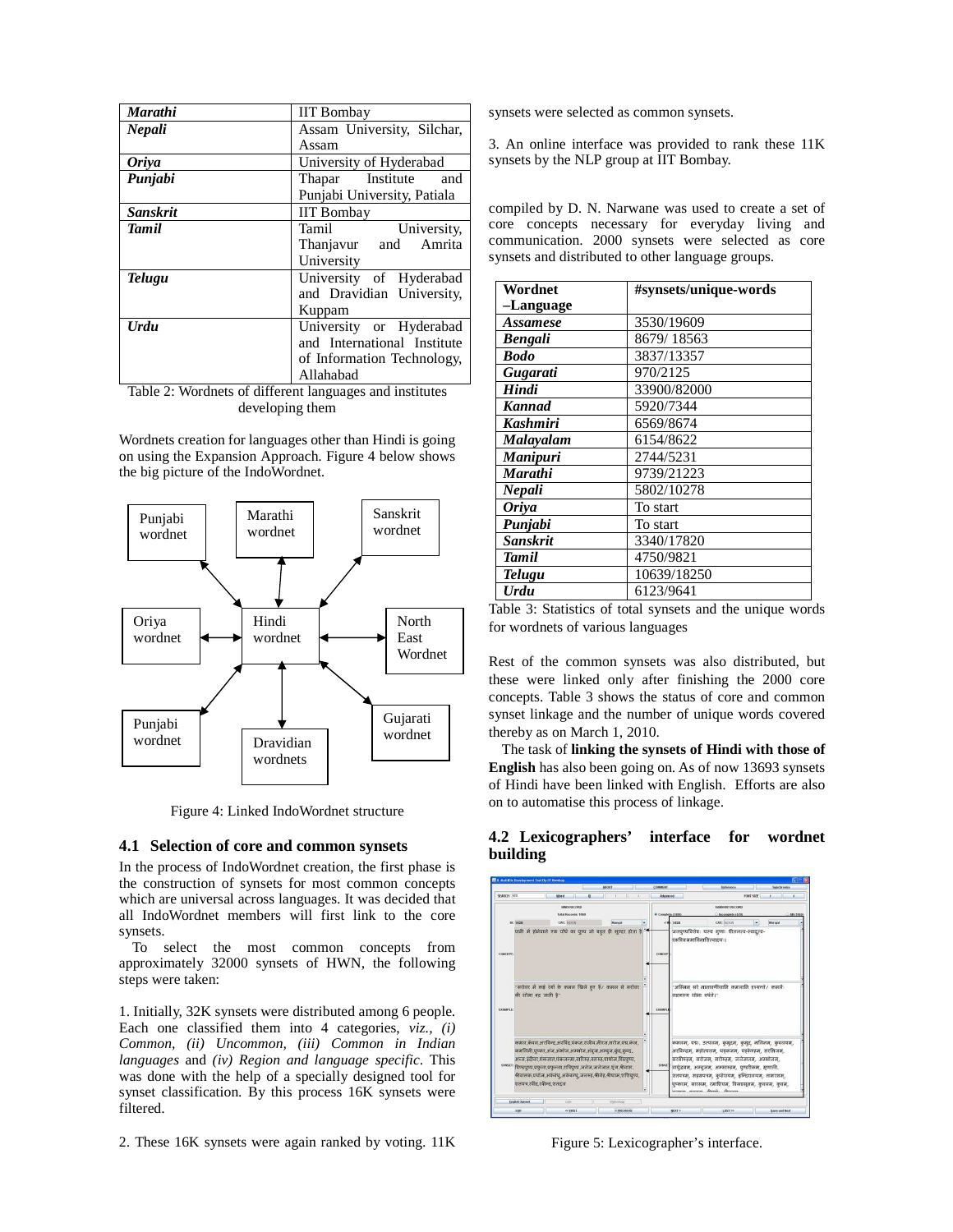| | |
|---|---|
| ***Marathi*** | IIT Bombay |
| ***Nepali*** | Assam University, Silchar, Assam |
| ***Oriya*** | University of Hyderabad |
| ***Punjabi*** | Thapar Institute and Punjabi University, Patiala |
| ***Sanskrit*** | IIT Bombay |
| ***Tamil*** | Tamil University, Thanjavur and Amrita University |
| ***Telugu*** | University of Hyderabad and Dravidian University, Kuppam |
| ***Urdu*** | University or Hyderabad and International Institute of Information Technology, Allahabad |

Table 2: Wordnets of different languages and institutes developing them

Wordnets creation for languages other than Hindi is going on using the Expansion Approach. Figure 4 below shows the big picture of the IndoWordnet.

Figure 4: Linked IndoWordnet structure

### 4.1 Selection of core and common synsets

In the process of IndoWordnet creation, the first phase is the construction of synsets for most common concepts which are universal across languages. It was decided that all IndoWordnet members will first link to the core synsets.

To select the most common concepts from approximately 32000 synsets of HWN, the following steps were taken:

1. Initially, 32K synsets were distributed among 6 people. Each one classified them into 4 categories, *viz., (i) Common, (ii) Uncommon, (iii) Common in Indian languages* and *(iv) Region and language specific*. This was done with the help of a specially designed tool for synset classification. By this process 16K synsets were filtered.

2. These 16K synsets were again ranked by voting. 11K synsets were selected as common synsets.

3. An online interface was provided to rank these 11K synsets by the NLP group at IIT Bombay.

compiled by D. N. Narwane was used to create a set of core concepts necessary for everyday living and communication. 2000 synsets were selected as core synsets and distributed to other language groups.

| **Wordnet –Language** | **#synsets/unique-words** |
|---|---|
| ***Assamese*** | 3530/19609 |
| ***Bengali*** | 8679/ 18563 |
| ***Bodo*** | 3837/13357 |
| ***Gugarati*** | 970/2125 |
| ***Hindi*** | 33900/82000 |
| ***Kannad*** | 5920/7344 |
| ***Kashmiri*** | 6569/8674 |
| ***Malayalam*** | 6154/8622 |
| ***Manipuri*** | 2744/5231 |
| ***Marathi*** | 9739/21223 |
| ***Nepali*** | 5802/10278 |
| ***Oriya*** | To start |
| ***Punjabi*** | To start |
| ***Sanskrit*** | 3340/17820 |
| ***Tamil*** | 4750/9821 |
| ***Telugu*** | 10639/18250 |
| ***Urdu*** | 6123/9641 |

Table 3: Statistics of total synsets and the unique words for wordnets of various languages

Rest of the common synsets was also distributed, but these were linked only after finishing the 2000 core concepts. Table 3 shows the status of core and common synset linkage and the number of unique words covered thereby as on March 1, 2010.

The task of **linking the synsets of Hindi with those of English** has also been going on. As of now 13693 synsets of Hindi have been linked with English. Efforts are also on to automatise this process of linkage.

### 4.2 Lexicographers' interface for wordnet building

Figure 5: Lexicographer's interface.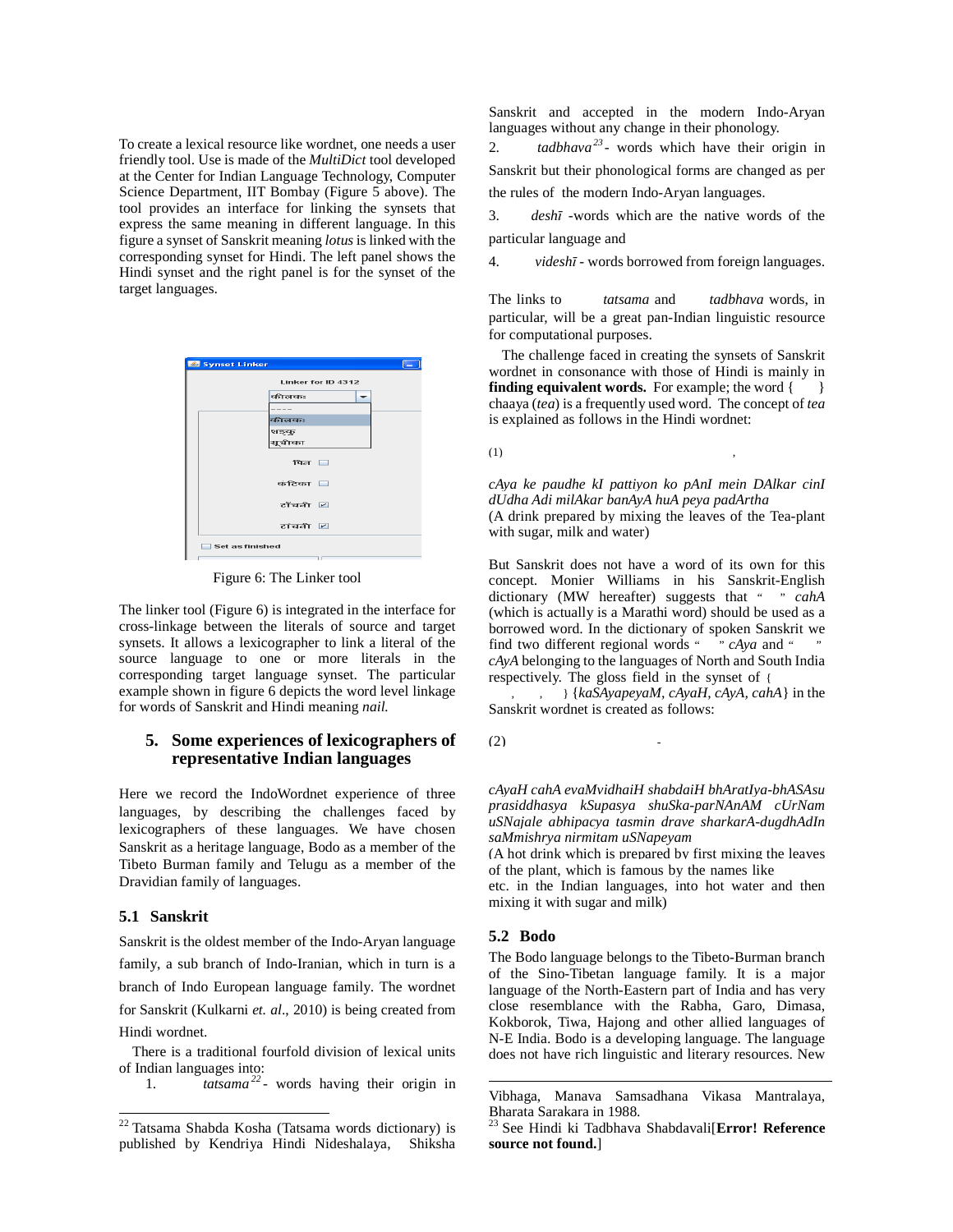To create a lexical resource like wordnet, one needs a user friendly tool. Use is made of the *MultiDict* tool developed at the Center for Indian Language Technology, Computer Science Department, IIT Bombay (Figure 5 above). The tool provides an interface for linking the synsets that express the same meaning in different language. In this figure a synset of Sanskrit meaning *lotus* is linked with the corresponding synset for Hindi. The left panel shows the Hindi synset and the right panel is for the synset of the target languages.

Figure 6: The Linker tool

The linker tool (Figure 6) is integrated in the interface for cross-linkage between the literals of source and target synsets. It allows a lexicographer to link a literal of the source language to one or more literals in the corresponding target language synset. The particular example shown in figure 6 depicts the word level linkage for words of Sanskrit and Hindi meaning *nail.*

## 5. Some experiences of lexicographers of representative Indian languages

Here we record the IndoWordnet experience of three languages, by describing the challenges faced by lexicographers of these languages. We have chosen Sanskrit as a heritage language, Bodo as a member of the Tibeto Burman family and Telugu as a member of the Dravidian family of languages.

### 5.1 Sanskrit

Sanskrit is the oldest member of the Indo-Aryan language family, a sub branch of Indo-Iranian, which in turn is a branch of Indo European language family. The wordnet for Sanskrit (Kulkarni *et. al*., 2010) is being created from Hindi wordnet.

There is a traditional fourfold division of lexical units of Indian languages into:

1. *tatsama*[22]- words having their origin in Sanskrit and accepted in the modern Indo-Aryan languages without any change in their phonology.
2. *tadbhava*[23]- words which have their origin in Sanskrit but their phonological forms are changed as per the rules of the modern Indo-Aryan languages.
3. *deshī* -words which are the native words of the particular language and
4. *videshī* - words borrowed from foreign languages.

The links to *tatsama* and *tadbhava* words, in particular, will be a great pan-Indian linguistic resource for computational purposes.

The challenge faced in creating the synsets of Sanskrit wordnet in consonance with those of Hindi is mainly in **finding equivalent words.** For example; the word { } chaaya (*tea*) is a frequently used word. The concept of *tea* is explained as follows in the Hindi wordnet:

(1) ,

*cAya ke paudhe kI pattiyon ko pAnI mein DAlkar cinI dUdha Adi milAkar banAyA huA peya padArtha*
(A drink prepared by mixing the leaves of the Tea-plant with sugar, milk and water)

But Sanskrit does not have a word of its own for this concept. Monier Williams in his Sanskrit-English dictionary (MW hereafter) suggests that " " *cahA* (which is actually is a Marathi word) should be used as a borrowed word. In the dictionary of spoken Sanskrit we find two different regional words " " *cAya* and " " *cAyA* belonging to the languages of North and South India respectively. The gloss field in the synset of { , , } {*kaSAyapeyaM, cAyaH, cAyA, cahA*} in the Sanskrit wordnet is created as follows:

(2) -

*cAyaH cahA evaMvidhaiH shabdaiH bhAratIya-bhASAsu prasiddhasya kSupasya shuSka-parNAnAM cUrNam uSNajale abhipacya tasmin drave sharkarA-dugdhAdIn saMmishrya nirmitam uSNapeyam*
(A hot drink is prepared by first mixing the leaves of the plant, which is famous by the names like etc. in the Indian languages, into hot water and then mixing it with sugar and milk)

### 5.2 Bodo

The Bodo language belongs to the Tibeto-Burman branch of the Sino-Tibetan language family. It is a major language of the North-Eastern part of India and has very close resemblance with the Rabha, Garo, Dimasa, Kokborok, Tiwa, Hajong and other allied languages of N-E India. Bodo is a developing language. The language does not have rich linguistic and literary resources. New

---

[22] Tatsama Shabda Kosha (Tatsama words dictionary) is published by Kendriya Hindi Nideshalaya, Shiksha Vibhaga, Manava Samsadhana Vikasa Mantralaya, Bharata Sarakara in 1988.

[23] See Hindi ki Tadbhava Shabdavali[**Error! Reference source not found.**]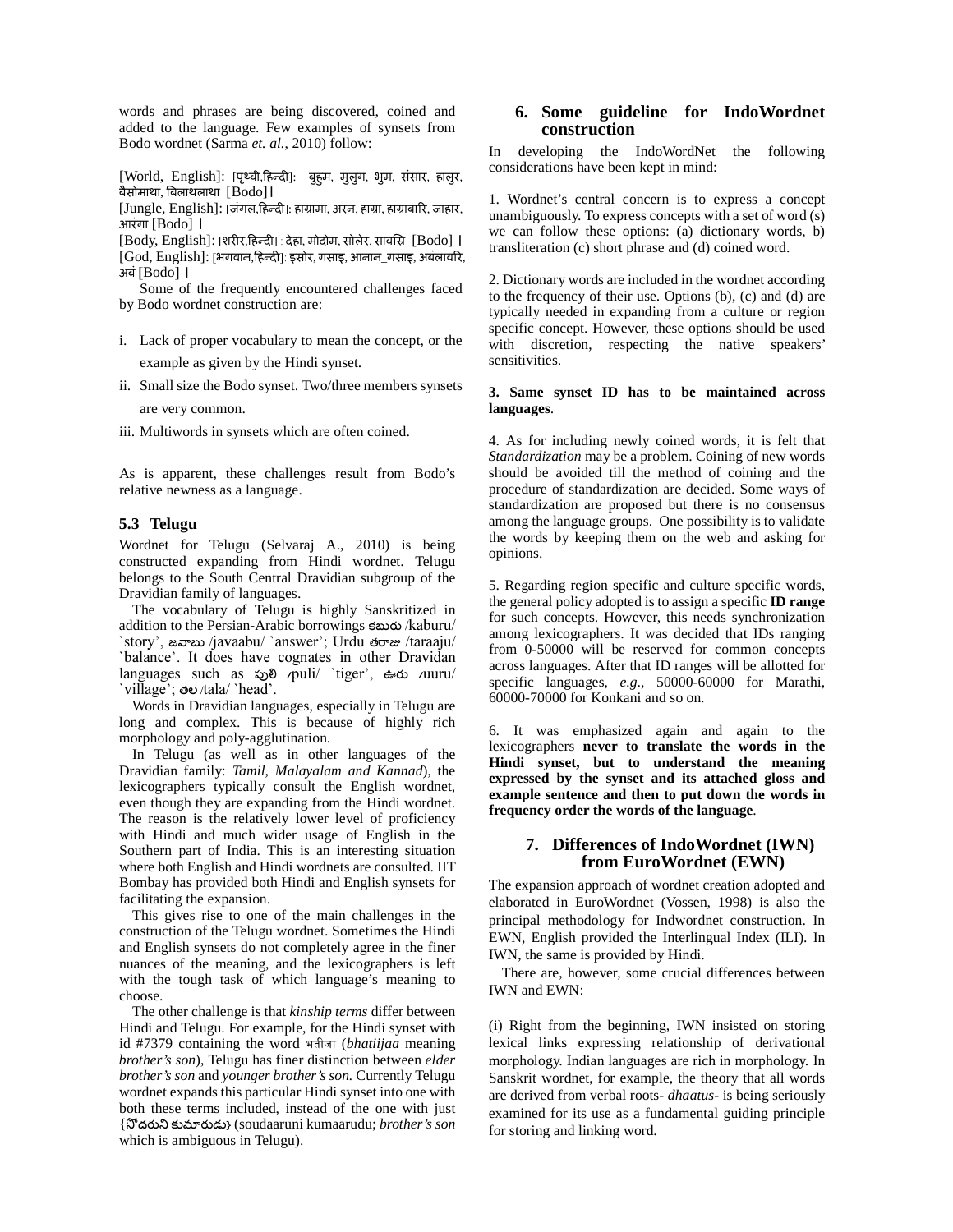words and phrases are being discovered, coined and added to the language. Few examples of synsets from Bodo wordnet (Sarma *et. al.*, 2010) follow:

[World, English]: [पृथ्वी,हिन्दी]: बुहुम, मुलुग, भुम, संसार, हालुर, बैसोमाथा, बिलाथलाथा [Bodo]।
[Jungle, English]: [जंगल,हिन्दी]: हाग्रामा, अरन, हाग्रा, हाग्राबारि, जाहार, आरंगा [Bodo] ।
[Body, English]: [शरीर,हिन्दी] : देहा, मोदोम, सोलेर, सावस्रि [Bodo] ।
[God, English]: [भगवान,हिन्दी]: इसोर, गसाइ, आनान_गसाइ, अबंलावरि, अबं [Bodo] ।

Some of the frequently encountered challenges faced by Bodo wordnet construction are:

i. Lack of proper vocabulary to mean the concept, or the example as given by the Hindi synset.
ii. Small size the Bodo synset. Two/three members synsets are very common.
iii. Multiwords in synsets which are often coined.

As is apparent, these challenges result from Bodo's relative newness as a language.

### 5.3 Telugu

Wordnet for Telugu (Selvaraj A., 2010) is being constructed expanding from Hindi wordnet. Telugu belongs to the South Central Dravidian subgroup of the Dravidian family of languages.

The vocabulary of Telugu is highly Sanskritized in addition to the Persian-Arabic borrowings కబురు /kaburu/ `story', జవాబు /javaabu/ `answer'; Urdu తరాజు /taraaju/ `balance'. It does have cognates in other Dravidan languages such as పులి /puli/ `tiger', ఊరు /uuru/ `village'; తల /tala/ `head'.

Words in Dravidian languages, especially in Telugu are long and complex. This is because of highly rich morphology and poly-agglutination.

In Telugu (as well as in other languages of the Dravidian family: *Tamil, Malayalam and Kannad*), the lexicographers typically consult the English wordnet, even though they are expanding from the Hindi wordnet. The reason is the relatively lower level of proficiency with Hindi and much wider usage of English in the Southern part of India. This is an interesting situation where both English and Hindi wordnets are consulted. IIT Bombay has provided both Hindi and English synsets for facilitating the expansion.

This gives rise to one of the main challenges in the construction of the Telugu wordnet. Sometimes the Hindi and English synsets do not completely agree in the finer nuances of the meaning, and the lexicographers is left with the tough task of which language's meaning to choose.

The other challenge is that *kinship terms* differ between Hindi and Telugu. For example, for the Hindi synset with id #7379 containing the word भतीजा (*bhatiijaa* meaning *brother's son*), Telugu has finer distinction between *elder brother's son* and *younger brother's son.* Currently Telugu wordnet expands this particular Hindi synset into one with both these terms included, instead of the one with just {సోదరుని కుమారుడు} (soudaaruni kumaarudu; *brother's son* which is ambiguous in Telugu).

## 6. Some guideline for IndoWordnet construction

In developing the IndoWordNet the following considerations have been kept in mind:

1. Wordnet's central concern is to express a concept unambiguously. To express concepts with a set of word (s) we can follow these options: (a) dictionary words, b) transliteration (c) short phrase and (d) coined word.

2. Dictionary words are included in the wordnet according to the frequency of their use. Options (b), (c) and (d) are typically needed in expanding from a culture or region specific concept. However, these options should be used with discretion, respecting the native speakers' sensitivities.

**3. Same synset ID has to be maintained across languages**.

4. As for including newly coined words, it is felt that *Standardization* may be a problem. Coining of new words should be avoided till the method of coining and the procedure of standardization are decided. Some ways of standardization are proposed but there is no consensus among the language groups. One possibility is to validate the words by keeping them on the web and asking for opinions.

5. Regarding region specific and culture specific words, the general policy adopted is to assign a specific **ID range** for such concepts. However, this needs synchronization among lexicographers. It was decided that IDs ranging from 0-50000 will be reserved for common concepts across languages. After that ID ranges will be allotted for specific languages, *e.g*., 50000-60000 for Marathi, 60000-70000 for Konkani and so on.

6. It was emphasized again and again to the lexicographers **never to translate the words in the Hindi synset, but to understand the meaning expressed by the synset and its attached gloss and example sentence and then to put down the words in frequency order the words of the language**.

## 7. Differences of IndoWordnet (IWN) from EuroWordnet (EWN)

The expansion approach of wordnet creation adopted and elaborated in EuroWordnet (Vossen, 1998) is also the principal methodology for Indwordnet construction. In EWN, English provided the Interlingual Index (ILI). In IWN, the same is provided by Hindi.

There are, however, some crucial differences between IWN and EWN:

(i) Right from the beginning, IWN insisted on storing lexical links expressing relationship of derivational morphology. Indian languages are rich in morphology. In Sanskrit wordnet, for example, the theory that all words are derived from verbal roots- *dhaatus*- is being seriously examined for its use as a fundamental guiding principle for storing and linking word.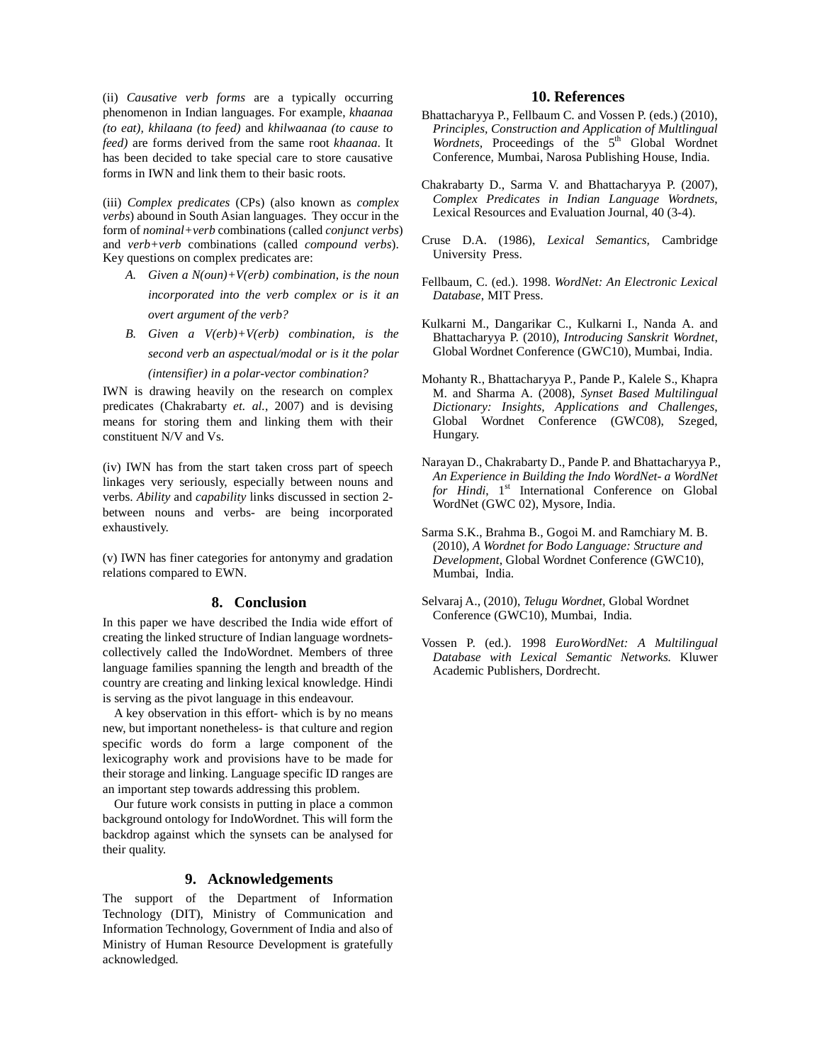(ii) *Causative verb forms* are a typically occurring phenomenon in Indian languages. For example, *khaanaa (to eat), khilaana (to feed)* and *khilwaanaa (to cause to feed)* are forms derived from the same root *khaanaa*. It has been decided to take special care to store causative forms in IWN and link them to their basic roots.

(iii) *Complex predicates* (CPs) (also known as *complex verbs*) abound in South Asian languages. They occur in the form of *nominal+verb* combinations (called *conjunct verbs*) and *verb+verb* combinations (called *compound verbs*). Key questions on complex predicates are:

A. *Given a N(oun)+V(erb) combination, is the noun incorporated into the verb complex or is it an overt argument of the verb?*
B. *Given a V(erb)+V(erb) combination, is the second verb an aspectual/modal or is it the polar (intensifier) in a polar-vector combination?*

IWN is drawing heavily on the research on complex predicates (Chakrabarty *et. al.*, 2007) and is devising means for storing them and linking them with their constituent N/V and Vs.

(iv) IWN has from the start taken cross part of speech linkages very seriously, especially between nouns and verbs. *Ability* and *capability* links discussed in section 2- between nouns and verbs- are being incorporated exhaustively.

(v) IWN has finer categories for antonymy and gradation relations compared to EWN.

## 8. Conclusion

In this paper we have described the India wide effort of creating the linked structure of Indian language wordnets- collectively called the IndoWordnet. Members of three language families spanning the length and breadth of the country are creating and linking lexical knowledge. Hindi is serving as the pivot language in this endeavour.

A key observation in this effort- which is by no means new, but important nonetheless- is that culture and region specific words do form a large component of the lexicography work and provisions have to be made for their storage and linking. Language specific ID ranges are an important step towards addressing this problem.

Our future work consists in putting in place a common background ontology for IndoWordnet. This will form the backdrop against which the synsets can be analysed for their quality.

## 9. Acknowledgements

The support of the Department of Information Technology (DIT), Ministry of Communication and Information Technology, Government of India and also of Ministry of Human Resource Development is gratefully acknowledged.

## 10. References

Bhattacharyya P., Fellbaum C. and Vossen P. (eds.) (2010), *Principles, Construction and Application of Multlingual Wordnets*, Proceedings of the 5th Global Wordnet Conference, Mumbai, Narosa Publishing House, India.

Chakrabarty D., Sarma V. and Bhattacharyya P. (2007), *Complex Predicates in Indian Language Wordnets*, Lexical Resources and Evaluation Journal, 40 (3-4).

Cruse D.A. (1986), *Lexical Semantics,* Cambridge University Press.

Fellbaum, C. (ed.). 1998. *WordNet: An Electronic Lexical Database*, MIT Press.

Kulkarni M., Dangarikar C., Kulkarni I., Nanda A. and Bhattacharyya P. (2010), *Introducing Sanskrit Wordnet*, Global Wordnet Conference (GWC10), Mumbai, India.

Mohanty R., Bhattacharyya P., Pande P., Kalele S., Khapra M. and Sharma A. (2008), *Synset Based Multilingual Dictionary: Insights, Applications and Challenges*, Global Wordnet Conference (GWC08), Szeged, Hungary.

Narayan D., Chakrabarty D., Pande P. and Bhattacharyya P., *An Experience in Building the Indo WordNet- a WordNet for Hindi*, 1st International Conference on Global WordNet (GWC 02), Mysore, India.

Sarma S.K., Brahma B., Gogoi M. and Ramchiary M. B. (2010), *A Wordnet for Bodo Language: Structure and Development*, Global Wordnet Conference (GWC10), Mumbai, India.

Selvaraj A., (2010), *Telugu Wordnet*, Global Wordnet Conference (GWC10), Mumbai, India.

Vossen P. (ed.). 1998 *EuroWordNet: A Multilingual Database with Lexical Semantic Networks.* Kluwer Academic Publishers, Dordrecht.